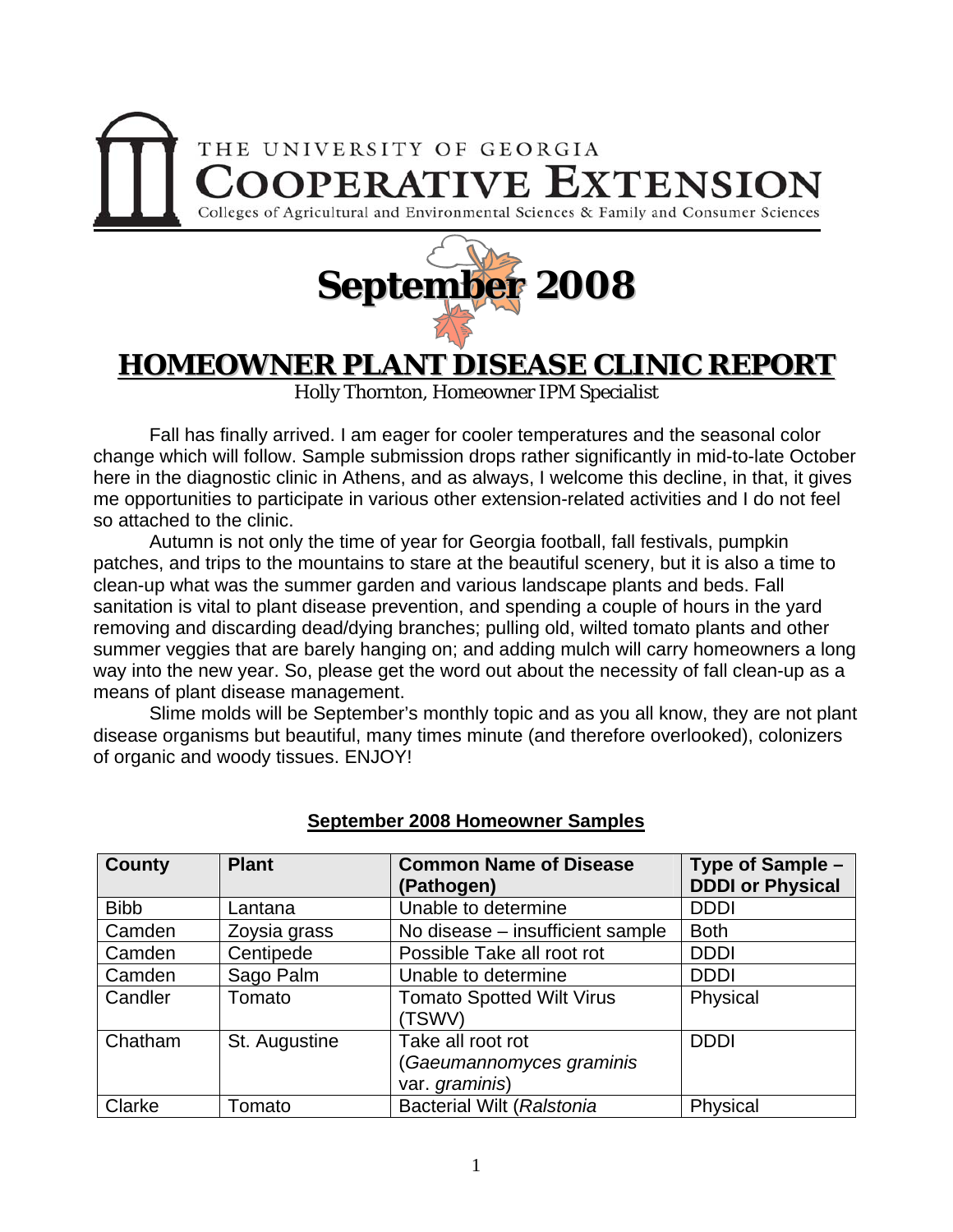THE UNIVERSITY OF GEORGIA

**COOPERATIVE EXTENSION**

Colleges of Agricultural and Environmental Sciences & Family and Consumer Sciences

# September 2008

## HOMEOWNER PLANT DISEASE CLINIC REPORT

Holly Thornton, Homeowner IPM Specialist

Fall has finally arrived. I am eager for cooler temperatures and the seasonal color change which will follow. Sample submission drops rather significantly in mid-to-late October here in the diagnostic clinic in Athens, and as always, I welcome this decline, in that, it gives me opportunities to participate in various other extension-related activities and I do not feel so attached to the clinic.

Autumn is not only the time of year for Georgia football, fall festivals, pumpkin patches, and trips to the mountains to stare at the beautiful scenery, but it is also a time to clean-up what was the summer garden and various landscape plants and beds. Fall sanitation is vital to plant disease prevention, and spending a couple of hours in the yard removing and discarding dead/dying branches; pulling old, wilted tomato plants and other summer veggies that are barely hanging on; and adding mulch will carry homeowners a long way into the new year. So, please get the word out about the necessity of fall clean-up as a means of plant disease management.

Slime molds will be September's monthly topic and as you all know, they are not plant disease organisms but beautiful, many times minute (and therefore overlooked), colonizers of organic and woody tissues. ENJOY!

**September 2008 Homeowner Samples**

| County | Plant | Common Name of Disease (Pathogen) | Type of Sample – DDDI or Physical |
|---|---|---|---|
| Bibb | Lantana | Unable to determine | DDDI |
| Camden | Zoysia grass | No disease – insufficient sample | Both |
| Camden | Centipede | Possible Take all root rot | DDDI |
| Camden | Sago Palm | Unable to determine | DDDI |
| Candler | Tomato | Tomato Spotted Wilt Virus (TSWV) | Physical |
| Chatham | St. Augustine | Take all root rot (*Gaeumannomyces graminis* var. *graminis*) | DDDI |
| Clarke | Tomato | Bacterial Wilt (*Ralstonia* | Physical |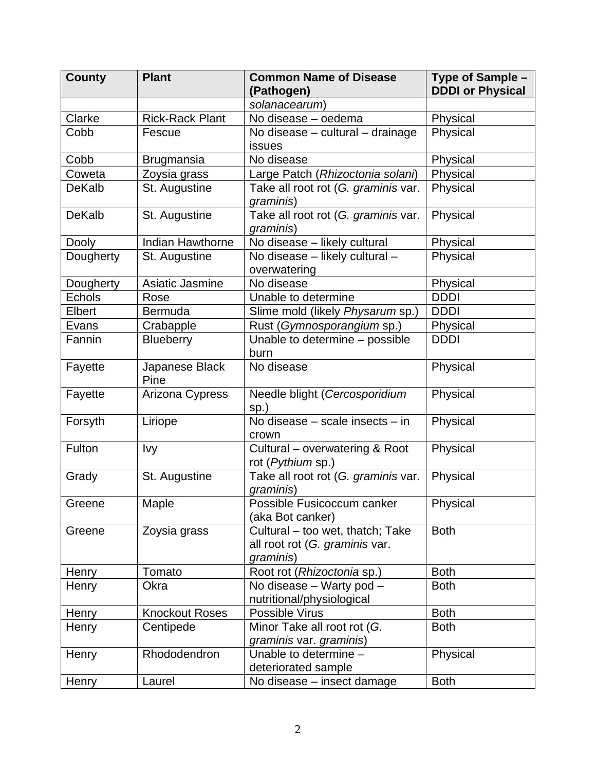| County | Plant | Common Name of Disease (Pathogen) | Type of Sample – DDDI or Physical |
|---|---|---|---|
| | | *solanacearum*) | |
| Clarke | Rick-Rack Plant | No disease – oedema | Physical |
| Cobb | Fescue | No disease – cultural – drainage issues | Physical |
| Cobb | Brugmansia | No disease | Physical |
| Coweta | Zoysia grass | Large Patch (*Rhizoctonia solani*) | Physical |
| DeKalb | St. Augustine | Take all root rot (*G. graminis* var. *graminis*) | Physical |
| DeKalb | St. Augustine | Take all root rot (*G. graminis* var. *graminis*) | Physical |
| Dooly | Indian Hawthorne | No disease – likely cultural | Physical |
| Dougherty | St. Augustine | No disease – likely cultural – overwatering | Physical |
| Dougherty | Asiatic Jasmine | No disease | Physical |
| Echols | Rose | Unable to determine | DDDI |
| Elbert | Bermuda | Slime mold (likely *Physarum* sp.) | DDDI |
| Evans | Crabapple | Rust (*Gymnosporangium* sp.) | Physical |
| Fannin | Blueberry | Unable to determine – possible burn | DDDI |
| Fayette | Japanese Black Pine | No disease | Physical |
| Fayette | Arizona Cypress | Needle blight (*Cercosporidium* sp.) | Physical |
| Forsyth | Liriope | No disease – scale insects – in crown | Physical |
| Fulton | Ivy | Cultural – overwatering & Root rot (*Pythium* sp.) | Physical |
| Grady | St. Augustine | Take all root rot (*G. graminis* var. *graminis*) | Physical |
| Greene | Maple | Possible Fusicoccum canker (aka Bot canker) | Physical |
| Greene | Zoysia grass | Cultural – too wet, thatch; Take all root rot (*G. graminis* var. *graminis*) | Both |
| Henry | Tomato | Root rot (*Rhizoctonia* sp.) | Both |
| Henry | Okra | No disease – Warty pod – nutritional/physiological | Both |
| Henry | Knockout Roses | Possible Virus | Both |
| Henry | Centipede | Minor Take all root rot (*G. graminis* var. *graminis*) | Both |
| Henry | Rhododendron | Unable to determine – deteriorated sample | Physical |
| Henry | Laurel | No disease – insect damage | Both |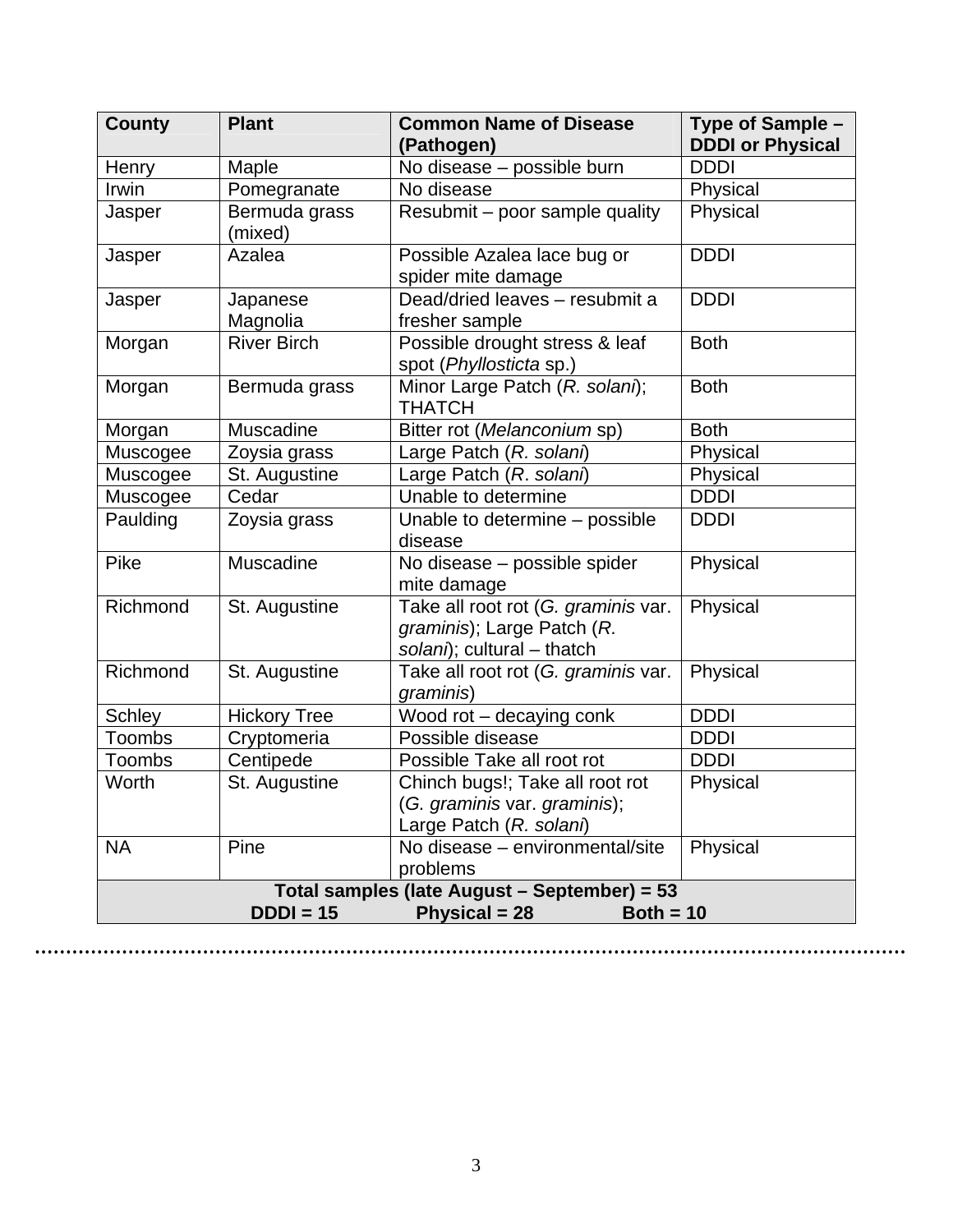| County | Plant | Common Name of Disease (Pathogen) | Type of Sample – DDDI or Physical |
|---|---|---|---|
| Henry | Maple | No disease – possible burn | DDDI |
| Irwin | Pomegranate | No disease | Physical |
| Jasper | Bermuda grass (mixed) | Resubmit – poor sample quality | Physical |
| Jasper | Azalea | Possible Azalea lace bug or spider mite damage | DDDI |
| Jasper | Japanese Magnolia | Dead/dried leaves – resubmit a fresher sample | DDDI |
| Morgan | River Birch | Possible drought stress & leaf spot (*Phyllosticta* sp.) | Both |
| Morgan | Bermuda grass | Minor Large Patch (*R. solani*); THATCH | Both |
| Morgan | Muscadine | Bitter rot (*Melanconium* sp) | Both |
| Muscogee | Zoysia grass | Large Patch (*R. solani*) | Physical |
| Muscogee | St. Augustine | Large Patch (*R. solani*) | Physical |
| Muscogee | Cedar | Unable to determine | DDDI |
| Paulding | Zoysia grass | Unable to determine – possible disease | DDDI |
| Pike | Muscadine | No disease – possible spider mite damage | Physical |
| Richmond | St. Augustine | Take all root rot (*G. graminis* var. *graminis*); Large Patch (*R. solani*); cultural – thatch | Physical |
| Richmond | St. Augustine | Take all root rot (*G. graminis* var. *graminis*) | Physical |
| Schley | Hickory Tree | Wood rot – decaying conk | DDDI |
| Toombs | Cryptomeria | Possible disease | DDDI |
| Toombs | Centipede | Possible Take all root rot | DDDI |
| Worth | St. Augustine | Chinch bugs!; Take all root rot (*G. graminis* var. *graminis*); Large Patch (*R. solani*) | Physical |
| NA | Pine | No disease – environmental/site problems | Physical |
| **Total samples (late August – September) = 53** | | | |
| **DDDI = 15** | **Physical = 28** | **Both = 10** | |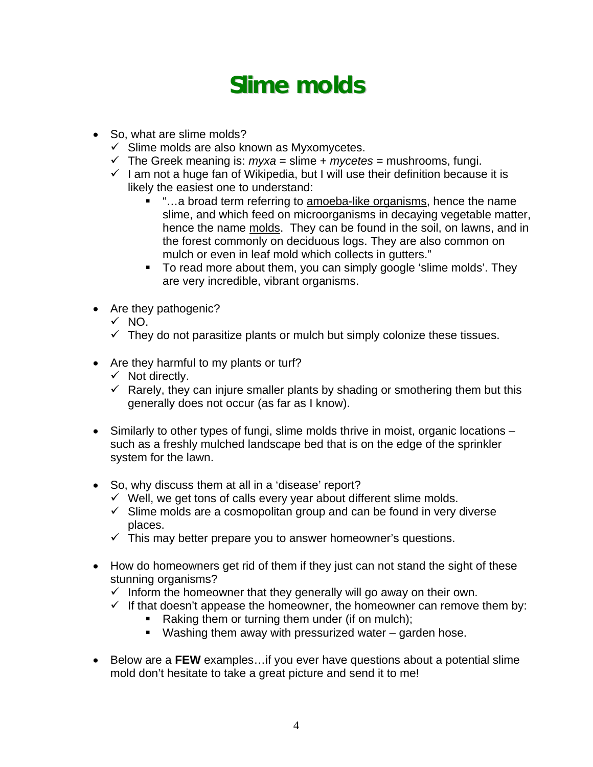# Slime molds

- So, what are slime molds?
  - ✓ Slime molds are also known as Myxomycetes.
  - ✓ The Greek meaning is: *myxa* = slime + *mycetes* = mushrooms, fungi.
  - ✓ I am not a huge fan of Wikipedia, but I will use their definition because it is likely the easiest one to understand:
    - "…a broad term referring to <u>amoeba-like organisms</u>, hence the name slime, and which feed on microorganisms in decaying vegetable matter, hence the name <u>molds</u>. They can be found in the soil, on lawns, and in the forest commonly on deciduous logs. They are also common on mulch or even in leaf mold which collects in gutters."
    - To read more about them, you can simply google 'slime molds'. They are very incredible, vibrant organisms.

- Are they pathogenic?
  - ✓ NO.
  - ✓ They do not parasitize plants or mulch but simply colonize these tissues.

- Are they harmful to my plants or turf?
  - ✓ Not directly.
  - ✓ Rarely, they can injure smaller plants by shading or smothering them but this generally does not occur (as far as I know).

- Similarly to other types of fungi, slime molds thrive in moist, organic locations – such as a freshly mulched landscape bed that is on the edge of the sprinkler system for the lawn.

- So, why discuss them at all in a 'disease' report?
  - ✓ Well, we get tons of calls every year about different slime molds.
  - ✓ Slime molds are a cosmopolitan group and can be found in very diverse places.
  - ✓ This may better prepare you to answer homeowner's questions.

- How do homeowners get rid of them if they just can not stand the sight of these stunning organisms?
  - ✓ Inform the homeowner that they generally will go away on their own.
  - ✓ If that doesn't appease the homeowner, the homeowner can remove them by:
    - Raking them or turning them under (if on mulch);
    - Washing them away with pressurized water – garden hose.

- Below are a **FEW** examples…if you ever have questions about a potential slime mold don't hesitate to take a great picture and send it to me!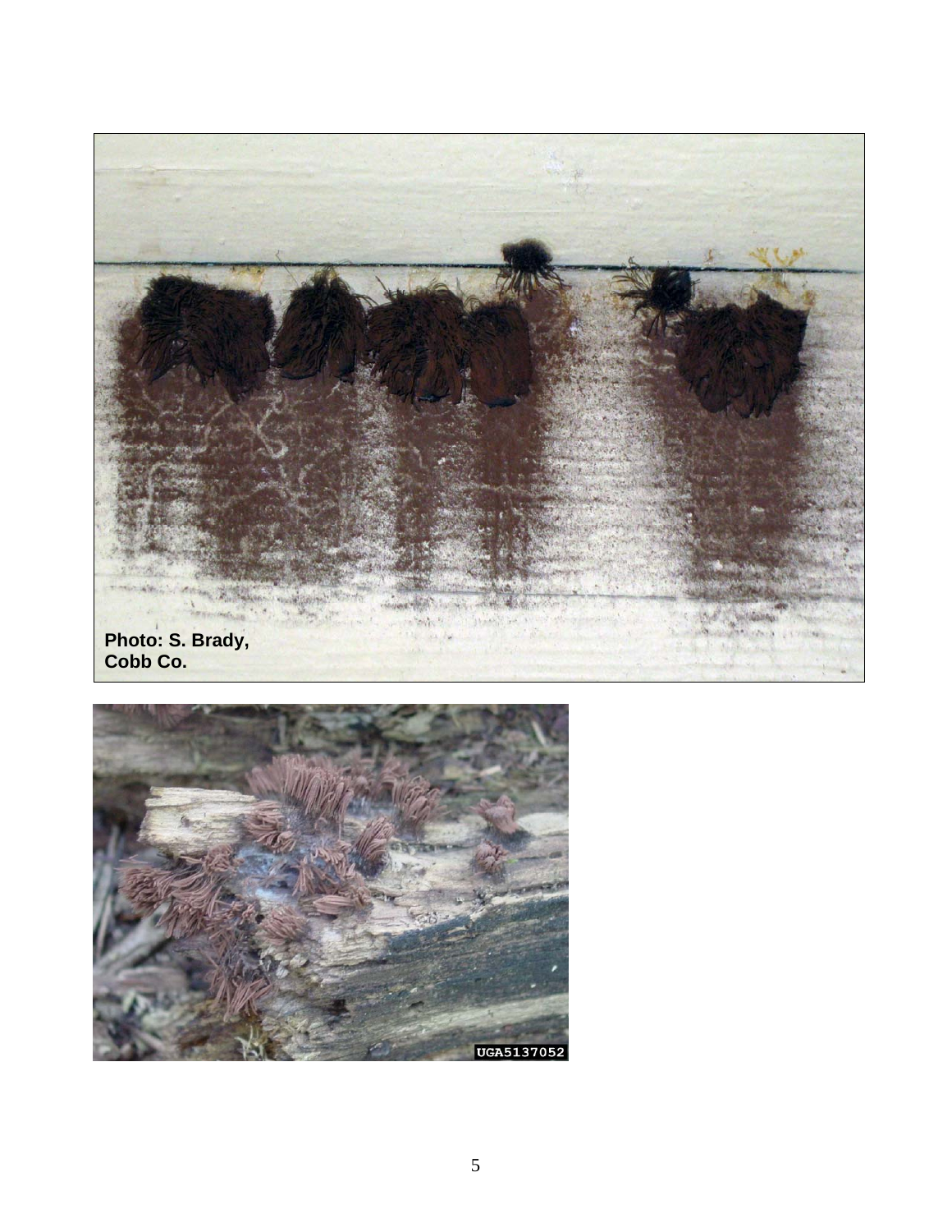Photo: S. Brady, Cobb Co.

UGA5137052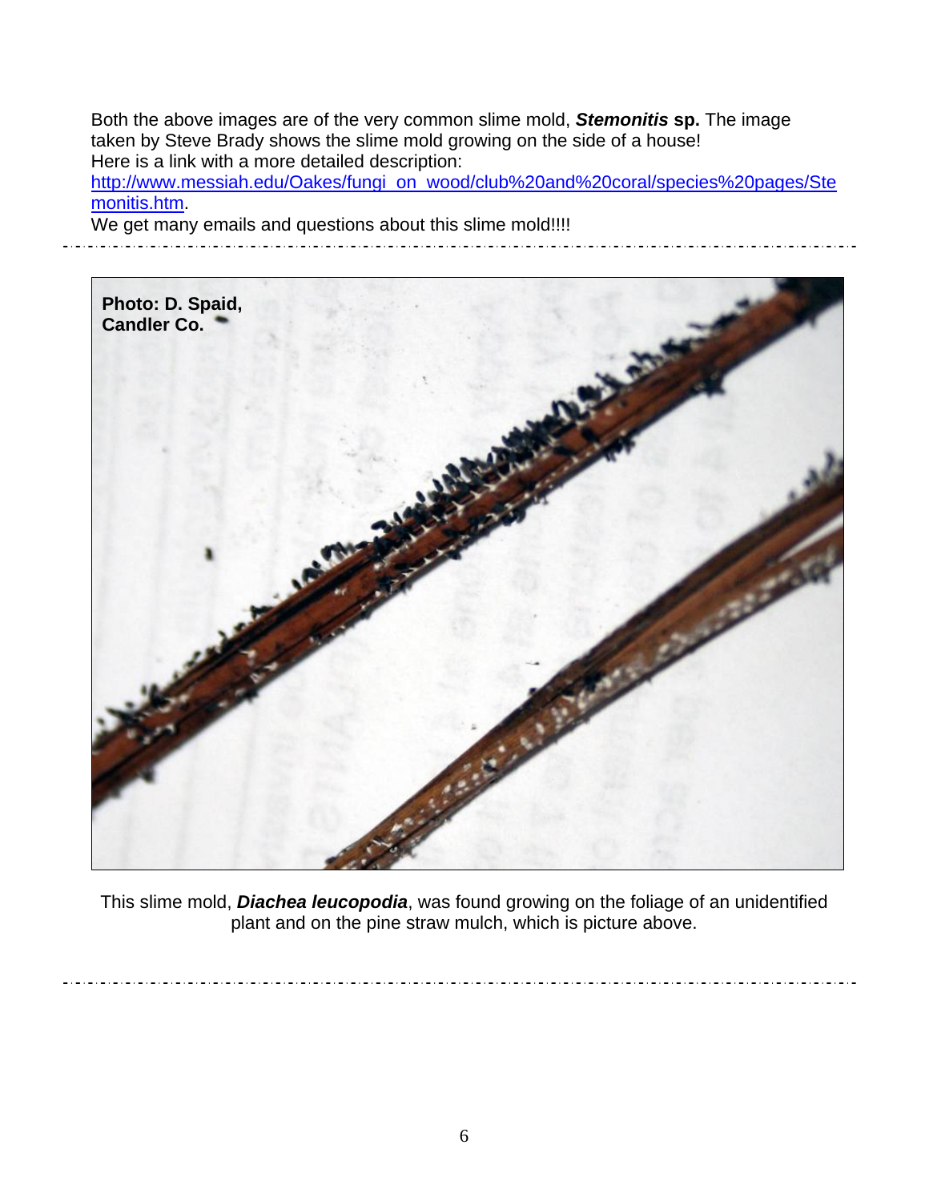Both the above images are of the very common slime mold, ***Stemonitis* sp.** The image taken by Steve Brady shows the slime mold growing on the side of a house! Here is a link with a more detailed description: [http://www.messiah.edu/Oakes/fungi_on_wood/club%20and%20coral/species%20pages/Stemonitis.htm](http://www.messiah.edu/Oakes/fungi_on_wood/club%20and%20coral/species%20pages/Stemonitis.htm).

We get many emails and questions about this slime mold!!!!

---

**Photo: D. Spaid, Candler Co.**

This slime mold, ***Diachea leucopodia***, was found growing on the foliage of an unidentified plant and on the pine straw mulch, which is picture above.

---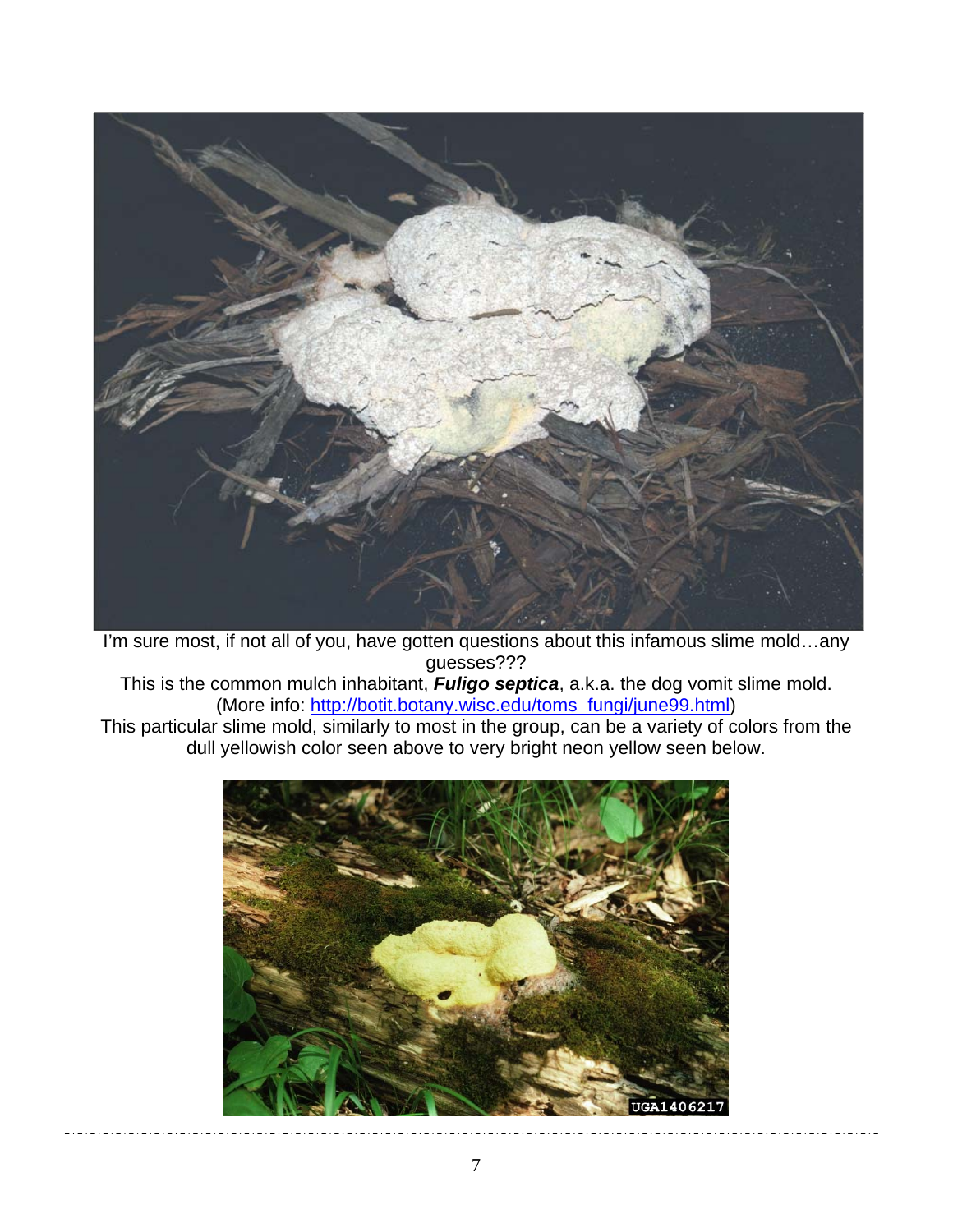I'm sure most, if not all of you, have gotten questions about this infamous slime mold…any guesses???

This is the common mulch inhabitant, ***Fuligo septica***, a.k.a. the dog vomit slime mold. (More info: http://botit.botany.wisc.edu/toms_fungi/june99.html)

This particular slime mold, similarly to most in the group, can be a variety of colors from the dull yellowish color seen above to very bright neon yellow seen below.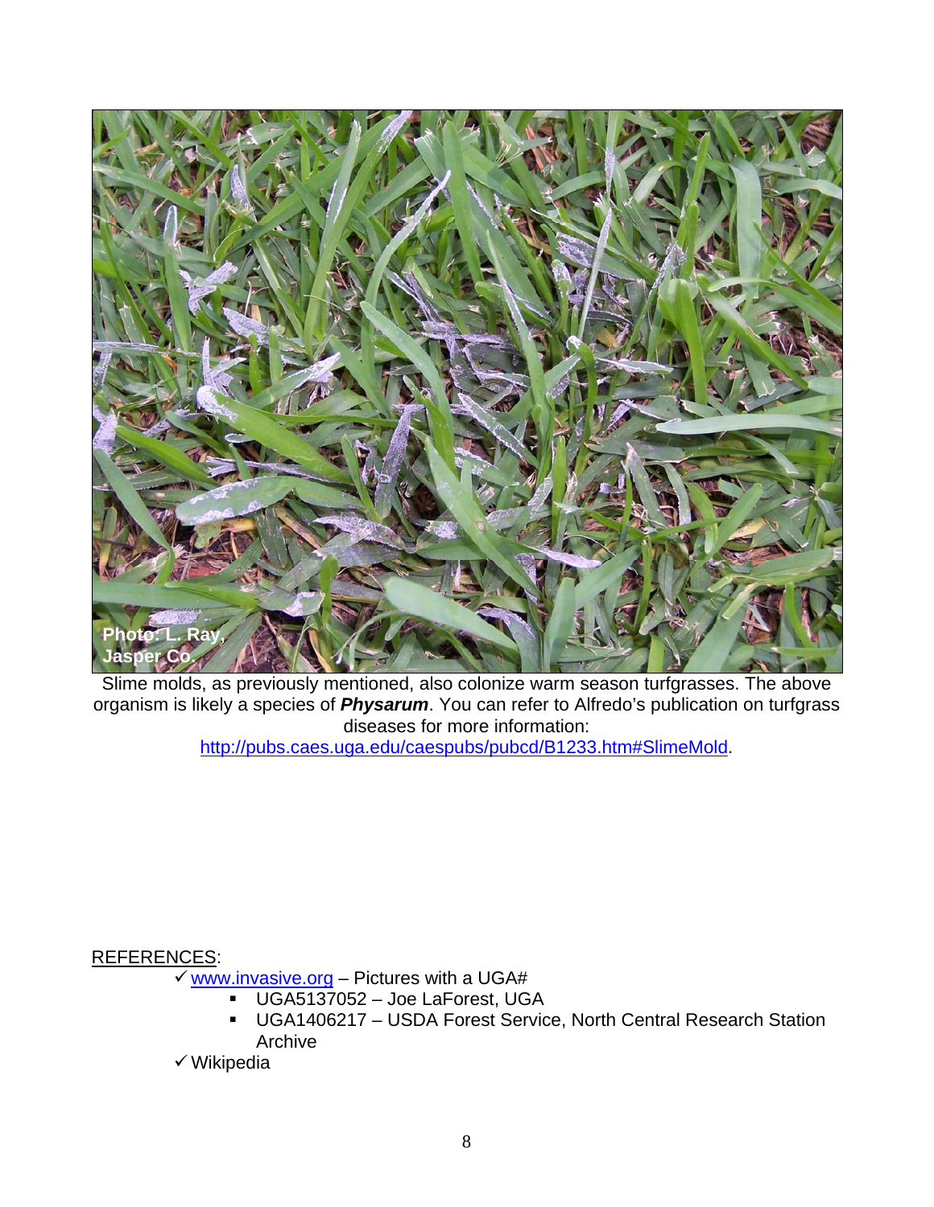Slime molds, as previously mentioned, also colonize warm season turfgrasses. The above organism is likely a species of ***Physarum***. You can refer to Alfredo's publication on turfgrass diseases for more information: http://pubs.caes.uga.edu/caespubs/pubcd/B1233.htm#SlimeMold.

REFERENCES:

- ✓ www.invasive.org – Pictures with a UGA#
  - UGA5137052 – Joe LaForest, UGA
  - UGA1406217 – USDA Forest Service, North Central Research Station Archive
- ✓ Wikipedia